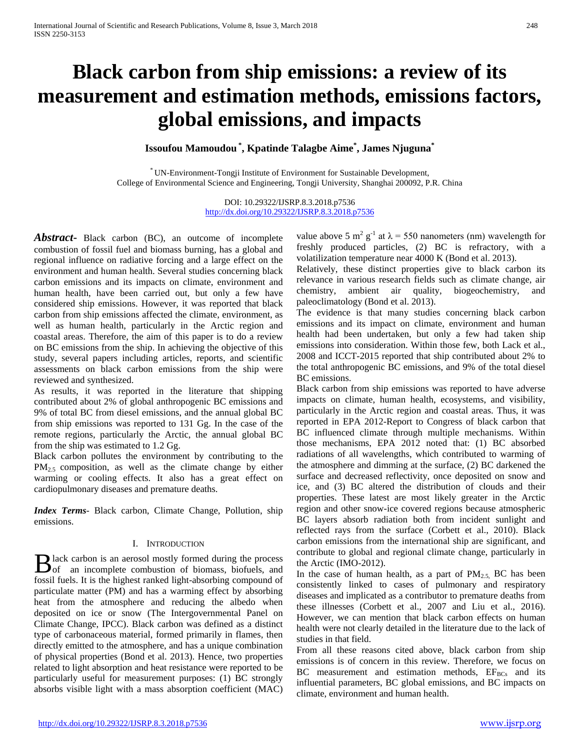# Black carbon from ship emissions: a review of its measurement and estimation methods, emissions factors, global emissions, and impacts

**Issoufou Mamoudou [*], Kpatinde Talagbe Aime[*], James Njuguna[*]**

[*] UN-Environment-Tongji Institute of Environment for Sustainable Development, College of Environmental Science and Engineering, Tongji University, Shanghai 200092, P.R. China

DOI: 10.29322/IJSRP.8.3.2018.p7536
http://dx.doi.org/10.29322/IJSRP.8.3.2018.p7536

***Abstract-*** Black carbon (BC), an outcome of incomplete combustion of fossil fuel and biomass burning, has a global and regional influence on radiative forcing and a large effect on the environment and human health. Several studies concerning black carbon emissions and its impacts on climate, environment and human health, have been carried out, but only a few have considered ship emissions. However, it was reported that black carbon from ship emissions affected the climate, environment, as well as human health, particularly in the Arctic region and coastal areas. Therefore, the aim of this paper is to do a review on BC emissions from the ship. In achieving the objective of this study, several papers including articles, reports, and scientific assessments on black carbon emissions from the ship were reviewed and synthesized.

As results, it was reported in the literature that shipping contributed about 2% of global anthropogenic BC emissions and 9% of total BC from diesel emissions, and the annual global BC from ship emissions was reported to 131 Gg. In the case of the remote regions, particularly the Arctic, the annual global BC from the ship was estimated to 1.2 Gg.

Black carbon pollutes the environment by contributing to the $PM_{2.5}$ composition, as well as the climate change by either warming or cooling effects. It also has a great effect on cardiopulmonary diseases and premature deaths.

***Index Terms*****-** Black carbon, Climate Change, Pollution, ship emissions.

## I. Introduction

Black carbon is an aerosol mostly formed during the process of an incomplete combustion of biomass, biofuels, and fossil fuels. It is the highest ranked light-absorbing compound of particulate matter (PM) and has a warming effect by absorbing heat from the atmosphere and reducing the albedo when deposited on ice or snow (The Intergovernmental Panel on Climate Change, IPCC). Black carbon was defined as a distinct type of carbonaceous material, formed primarily in flames, then directly emitted to the atmosphere, and has a unique combination of physical properties (Bond et al. 2013). Hence, two properties related to light absorption and heat resistance were reported to be particularly useful for measurement purposes: (1) BC strongly absorbs visible light with a mass absorption coefficient (MAC) value above 5 $m^2\ g^{-1}$ at $\lambda = 550$ nanometers (nm) wavelength for freshly produced particles, (2) BC is refractory, with a volatilization temperature near 4000 K (Bond et al. 2013).

Relatively, these distinct properties give to black carbon its relevance in various research fields such as climate change, air chemistry, ambient air quality, biogeochemistry, and paleoclimatology (Bond et al. 2013).

The evidence is that many studies concerning black carbon emissions and its impact on climate, environment and human health had been undertaken, but only a few had taken ship emissions into consideration. Within those few, both Lack et al., 2008 and ICCT-2015 reported that ship contributed about 2% to the total anthropogenic BC emissions, and 9% of the total diesel BC emissions.

Black carbon from ship emissions was reported to have adverse impacts on climate, human health, ecosystems, and visibility, particularly in the Arctic region and coastal areas. Thus, it was reported in EPA 2012-Report to Congress of black carbon that BC influenced climate through multiple mechanisms. Within those mechanisms, EPA 2012 noted that: (1) BC absorbed radiations of all wavelengths, which contributed to warming of the atmosphere and dimming at the surface, (2) BC darkened the surface and decreased reflectivity, once deposited on snow and ice, and (3) BC altered the distribution of clouds and their properties. These latest are most likely greater in the Arctic region and other snow-ice covered regions because atmospheric BC layers absorb radiation both from incident sunlight and reflected rays from the surface (Corbett et al., 2010). Black carbon emissions from the international ship are significant, and contribute to global and regional climate change, particularly in the Arctic (IMO-2012).

In the case of human health, as a part of $PM_{2.5,}$ BC has been consistently linked to cases of pulmonary and respiratory diseases and implicated as a contributor to premature deaths from these illnesses (Corbett et al., 2007 and Liu et al., 2016). However, we can mention that black carbon effects on human health were not clearly detailed in the literature due to the lack of studies in that field.

From all these reasons cited above, black carbon from ship emissions is of concern in this review. Therefore, we focus on BC measurement and estimation methods, $EF_{BCs}$ and its influential parameters, BC global emissions, and BC impacts on climate, environment and human health.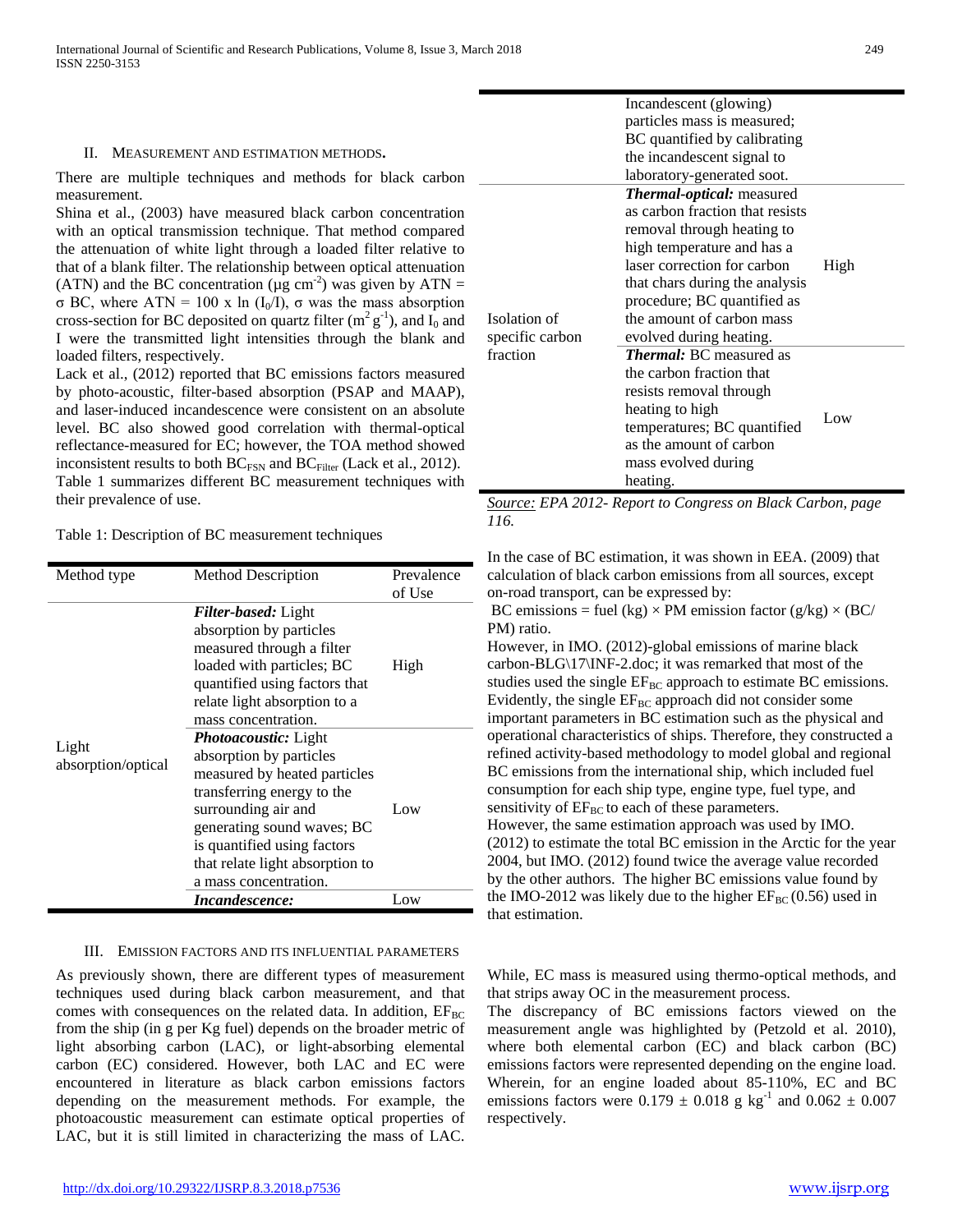## II. Measurement and Estimation Methods.

There are multiple techniques and methods for black carbon measurement.

Shina et al., (2003) have measured black carbon concentration with an optical transmission technique. That method compared the attenuation of white light through a loaded filter relative to that of a blank filter. The relationship between optical attenuation (ATN) and the BC concentration (µg $cm^{-2}$) was given by ATN = σ BC, where ATN = 100 x ln ($I_0$/I), σ was the mass absorption cross-section for BC deposited on quartz filter ($m^2 g^{-1}$), and $I_0$ and I were the transmitted light intensities through the blank and loaded filters, respectively.

Lack et al., (2012) reported that BC emissions factors measured by photo-acoustic, filter-based absorption (PSAP and MAAP), and laser-induced incandescence were consistent on an absolute level. BC also showed good correlation with thermal-optical reflectance-measured for EC; however, the TOA method showed inconsistent results to both $BC_{FSN}$ and $BC_{Filter}$ (Lack et al., 2012). Table 1 summarizes different BC measurement techniques with their prevalence of use.

Table 1: Description of BC measurement techniques

| Method type | Method Description | Prevalence of Use |
|---|---|---|
| Light absorption/optical | ***Filter-based:*** Light absorption by particles measured through a filter loaded with particles; BC quantified using factors that relate light absorption to a mass concentration. | High |
| | ***Photoacoustic:*** Light absorption by particles measured by heated particles transferring energy to the surrounding air and generating sound waves; BC is quantified using factors that relate light absorption to a mass concentration. | Low |
| | ***Incandescence:*** Incandescent (glowing) particles mass is measured; BC quantified by calibrating the incandescent signal to laboratory-generated soot. | Low |
| Isolation of specific carbon fraction | ***Thermal-optical:*** measured as carbon fraction that resists removal through heating to high temperature and has a laser correction for carbon that chars during the analysis procedure; BC quantified as the amount of carbon mass evolved during heating. | High |
| | ***Thermal:*** BC measured as the carbon fraction that resists removal through heating to high temperatures; BC quantified as the amount of carbon mass evolved during heating. | Low |

*Source: EPA 2012- Report to Congress on Black Carbon, page 116.*

In the case of BC estimation, it was shown in EEA. (2009) that calculation of black carbon emissions from all sources, except on-road transport, can be expressed by:

BC emissions = fuel (kg) × PM emission factor (g/kg) × (BC/ PM) ratio.

However, in IMO. (2012)-global emissions of marine black carbon-BLG\17\INF-2.doc; it was remarked that most of the studies used the single $EF_{BC}$ approach to estimate BC emissions. Evidently, the single $EF_{BC}$ approach did not consider some important parameters in BC estimation such as the physical and operational characteristics of ships. Therefore, they constructed a refined activity-based methodology to model global and regional BC emissions from the international ship, which included fuel consumption for each ship type, engine type, fuel type, and sensitivity of $EF_{BC}$ to each of these parameters.

However, the same estimation approach was used by IMO. (2012) to estimate the total BC emission in the Arctic for the year 2004, but IMO. (2012) found twice the average value recorded by the other authors. The higher BC emissions value found by the IMO-2012 was likely due to the higher $EF_{BC}$ (0.56) used in that estimation.

## III. Emission Factors and Its Influential Parameters

As previously shown, there are different types of measurement techniques used during black carbon measurement, and that comes with consequences on the related data. In addition, $EF_{BC}$ from the ship (in g per Kg fuel) depends on the broader metric of light absorbing carbon (LAC), or light-absorbing elemental carbon (EC) considered. However, both LAC and EC were encountered in literature as black carbon emissions factors depending on the measurement methods. For example, the photoacoustic measurement can estimate optical properties of LAC, but it is still limited in characterizing the mass of LAC. While, EC mass is measured using thermo-optical methods, and that strips away OC in the measurement process.

The discrepancy of BC emissions factors viewed on the measurement angle was highlighted by (Petzold et al. 2010), where both elemental carbon (EC) and black carbon (BC) emissions factors were represented depending on the engine load. Wherein, for an engine loaded about 85-110%, EC and BC emissions factors were 0.179 ± 0.018 g $kg^{-1}$ and 0.062 ± 0.007 respectively.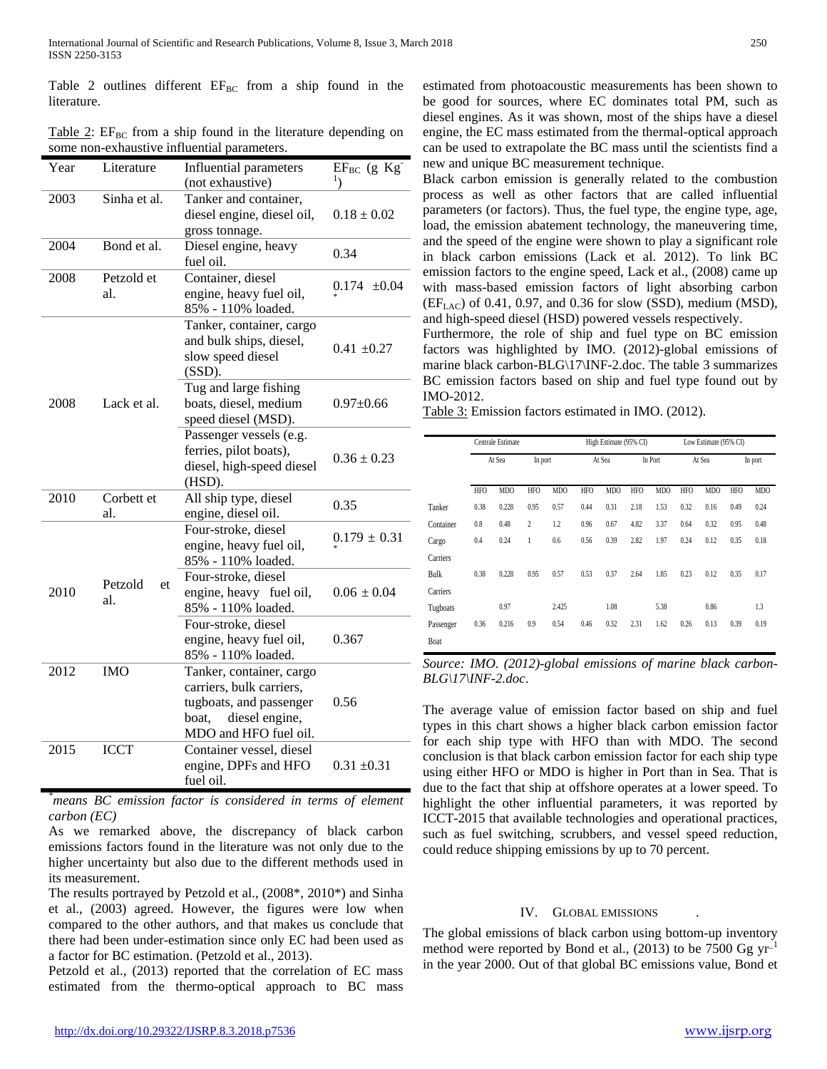Table 2 outlines different $EF_{BC}$ from a ship found in the literature.

Table 2: $EF_{BC}$ from a ship found in the literature depending on some non-exhaustive influential parameters.

| Year | Literature | Influential parameters (not exhaustive) | $EF_{BC}$ (g $Kg^{-1}$) |
|---|---|---|---|
| 2003 | Sinha et al. | Tanker and container, diesel engine, diesel oil, gross tonnage. | 0.18 ± 0.02 |
| 2004 | Bond et al. | Diesel engine, heavy fuel oil. | 0.34 |
| 2008 | Petzold et al. | Container, diesel engine, heavy fuel oil, 85% - 110% loaded. | 0.174 ±0.04 * |
| 2008 | Lack et al. | Tanker, container, cargo and bulk ships, diesel, slow speed diesel (SSD). | 0.41 ±0.27 |
| | | Tug and large fishing boats, diesel, medium speed diesel (MSD). | 0.97±0.66 |
| | | Passenger vessels (e.g. ferries, pilot boats), diesel, high-speed diesel (HSD). | 0.36 ± 0.23 |
| 2010 | Corbett et al. | All ship type, diesel engine, diesel oil. | 0.35 |
| 2010 | Petzold et al. | Four-stroke, diesel engine, heavy fuel oil, 85% - 110% loaded. | 0.179 ± 0.31 * |
| | | Four-stroke, diesel engine, heavy fuel oil, 85% - 110% loaded. | 0.06 ± 0.04 |
| | | Four-stroke, diesel engine, heavy fuel oil, 85% - 110% loaded. | 0.367 |
| 2012 | IMO | Tanker, container, cargo carriers, bulk carriers, tugboats, and passenger boat, diesel engine, MDO and HFO fuel oil. | 0.56 |
| 2015 | ICCT | Container vessel, diesel engine, DPFs and HFO fuel oil. | 0.31 ±0.31 |

*means BC emission factor is considered in terms of element carbon (EC)*

As we remarked above, the discrepancy of black carbon emissions factors found in the literature was not only due to the higher uncertainty but also due to the different methods used in its measurement.

The results portrayed by Petzold et al., (2008*, 2010*) and Sinha et al., (2003) agreed. However, the figures were low when compared to the other authors, and that makes us conclude that there had been under-estimation since only EC had been used as a factor for BC estimation. (Petzold et al., 2013).

Petzold et al., (2013) reported that the correlation of EC mass estimated from the thermo-optical approach to BC mass estimated from photoacoustic measurements has been shown to be good for sources, where EC dominates total PM, such as diesel engines. As it was shown, most of the ships have a diesel engine, the EC mass estimated from the thermal-optical approach can be used to extrapolate the BC mass until the scientists find a new and unique BC measurement technique.

Black carbon emission is generally related to the combustion process as well as other factors that are called influential parameters (or factors). Thus, the fuel type, the engine type, age, load, the emission abatement technology, the maneuvering time, and the speed of the engine were shown to play a significant role in black carbon emissions (Lack et al. 2012). To link BC emission factors to the engine speed, Lack et al., (2008) came up with mass-based emission factors of light absorbing carbon ($EF_{LAC}$) of 0.41, 0.97, and 0.36 for slow (SSD), medium (MSD), and high-speed diesel (HSD) powered vessels respectively.

Furthermore, the role of ship and fuel type on BC emission factors was highlighted by IMO. (2012)-global emissions of marine black carbon-BLG\17\INF-2.doc. The table 3 summarizes BC emission factors based on ship and fuel type found out by IMO-2012.

Table 3: Emission factors estimated in IMO. (2012).

| | Centrale Estimate | | | | High Estimate (95% CI) | | | | Low Estimate (95% CI) | | | |
|---|---|---|---|---|---|---|---|---|---|---|---|---|
| | At Sea | | In port | | At Sea | | In Port | | At Sea | | In port | |
| | HFO | MDO | HFO | MDO | HFO | MDO | HFO | MDO | HFO | MDO | HFO | MDO |
| Tanker | 0.38 | 0.228 | 0.95 | 0.57 | 0.44 | 0.31 | 2.18 | 1.53 | 0.32 | 0.16 | 0.49 | 0.24 |
| Container | 0.8 | 0.48 | 2 | 1.2 | 0.96 | 0.67 | 4.82 | 3.37 | 0.64 | 0.32 | 0.95 | 0.48 |
| Cargo Carriers | 0.4 | 0.24 | 1 | 0.6 | 0.56 | 0.39 | 2.82 | 1.97 | 0.24 | 0.12 | 0.35 | 0.18 |
| Bulk Carriers | 0.38 | 0.228 | 0.95 | 0.57 | 0.53 | 0.37 | 2.64 | 1.85 | 0.23 | 0.12 | 0.35 | 0.17 |
| Tugboats | | 0.97 | | 2.425 | | 1.08 | | 5.38 | | 0.86 | | 1.3 |
| Passenger Boat | 0.36 | 0.216 | 0.9 | 0.54 | 0.46 | 0.32 | 2.31 | 1.62 | 0.26 | 0.13 | 0.39 | 0.19 |

*Source: IMO. (2012)-global emissions of marine black carbon-BLG\17\INF-2.doc.*

The average value of emission factor based on ship and fuel types in this chart shows a higher black carbon emission factor for each ship type with HFO than with MDO. The second conclusion is that black carbon emission factor for each ship type using either HFO or MDO is higher in Port than in Sea. That is due to the fact that ship at offshore operates at a lower speed. To highlight the other influential parameters, it was reported by ICCT-2015 that available technologies and operational practices, such as fuel switching, scrubbers, and vessel speed reduction, could reduce shipping emissions by up to 70 percent.

## IV. Global Emissions

The global emissions of black carbon using bottom-up inventory method were reported by Bond et al., (2013) to be 7500 Gg $yr^{-1}$ in the year 2000. Out of that global BC emissions value, Bond et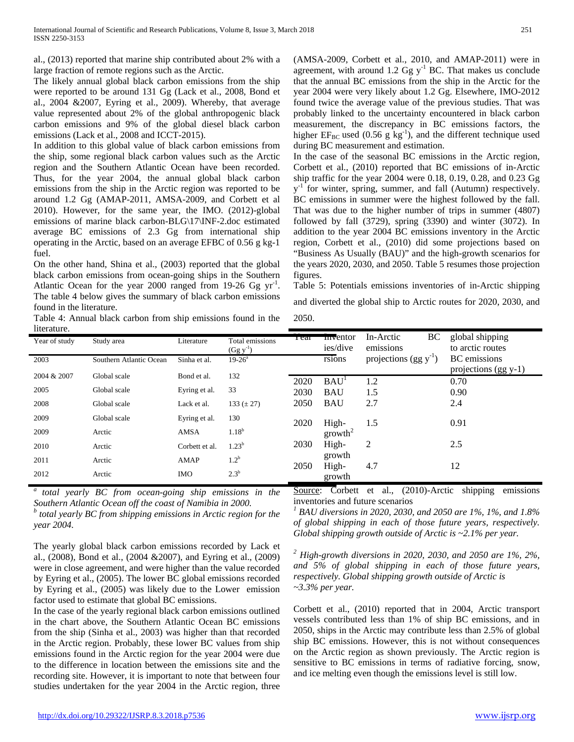al., (2013) reported that marine ship contributed about 2% with a large fraction of remote regions such as the Arctic.

The likely annual global black carbon emissions from the ship were reported to be around 131 Gg (Lack et al., 2008, Bond et al., 2004 &2007, Eyring et al., 2009). Whereby, that average value represented about 2% of the global anthropogenic black carbon emissions and 9% of the global diesel black carbon emissions (Lack et al., 2008 and ICCT-2015).

In addition to this global value of black carbon emissions from the ship, some regional black carbon values such as the Arctic region and the Southern Atlantic Ocean have been recorded. Thus, for the year 2004, the annual global black carbon emissions from the ship in the Arctic region was reported to be around 1.2 Gg (AMAP-2011, AMSA-2009, and Corbett et al 2010). However, for the same year, the IMO. (2012)-global emissions of marine black carbon-BLG\17\INF-2.doc estimated average BC emissions of 2.3 Gg from international ship operating in the Arctic, based on an average EFBC of 0.56 g kg-1 fuel.

On the other hand, Shina et al., (2003) reported that the global black carbon emissions from ocean-going ships in the Southern Atlantic Ocean for the year 2000 ranged from 19-26 Gg $yr^{-1}$. The table 4 below gives the summary of black carbon emissions found in the literature.

Table 4: Annual black carbon from ship emissions found in the literature.

| Year of study | Study area | Literature | Total emissions ($Gg\ y^{-1}$) |
|---|---|---|---|
| 2003 | Southern Atlantic Ocean | Sinha et al. | 19-26[a] |
| 2004 & 2007 | Global scale | Bond et al. | 132 |
| 2005 | Global scale | Eyring et al. | 33 |
| 2008 | Global scale | Lack et al. | 133 (± 27) |
| 2009 | Global scale | Eyring et al. | 130 |
| 2009 | Arctic | AMSA | 1.18[b] |
| 2010 | Arctic | Corbett et al. | 1.23[b] |
| 2011 | Arctic | AMAP | 1.2[b] |
| 2012 | Arctic | IMO | 2.3[b] |

*[a] total yearly BC from ocean-going ship emissions in the Southern Atlantic Ocean off the coast of Namibia in 2000.*
*[b] total yearly BC from shipping emissions in Arctic region for the year 2004.*

The yearly global black carbon emissions recorded by Lack et al., (2008), Bond et al., (2004 &2007), and Eyring et al., (2009) were in close agreement, and were higher than the value recorded by Eyring et al., (2005). The lower BC global emissions recorded by Eyring et al., (2005) was likely due to the Lower emission factor used to estimate that global BC emissions.

In the case of the yearly regional black carbon emissions outlined in the chart above, the Southern Atlantic Ocean BC emissions from the ship (Sinha et al., 2003) was higher than that recorded in the Arctic region. Probably, these lower BC values from ship emissions found in the Arctic region for the year 2004 were due to the difference in location between the emissions site and the recording site. However, it is important to note that between four studies undertaken for the year 2004 in the Arctic region, three (AMSA-2009, Corbett et al., 2010, and AMAP-2011) were in agreement, with around 1.2 Gg $y^{-1}$ BC. That makes us conclude that the annual BC emissions from the ship in the Arctic for the year 2004 were very likely about 1.2 Gg. Elsewhere, IMO-2012 found twice the average value of the previous studies. That was probably linked to the uncertainty encountered in black carbon measurement, the discrepancy in BC emissions factors, the higher $EF_{BC}$ used (0.56 g $kg^{-1}$), and the different technique used during BC measurement and estimation.

In the case of the seasonal BC emissions in the Arctic region, Corbett et al., (2010) reported that BC emissions of in-Arctic ship traffic for the year 2004 were 0.18, 0.19, 0.28, and 0.23 Gg $y^{-1}$ for winter, spring, summer, and fall (Autumn) respectively. BC emissions in summer were the highest followed by the fall. That was due to the higher number of trips in summer (4807) followed by fall (3729), spring (3390) and winter (3072). In addition to the year 2004 BC emissions inventory in the Arctic region, Corbett et al., (2010) did some projections based on "Business As Usually (BAU)" and the high-growth scenarios for the years 2020, 2030, and 2050. Table 5 resumes those projection figures.

Table 5: Potentials emissions inventories of in-Arctic shipping and diverted the global ship to Arctic routes for 2020, 2030, and 2050.

| Year | Inventories/diversions | In-Arctic BC emissions projections (gg $y^{-1}$) | global shipping to arctic routes BC emissions projections (gg y-1) |
|---|---|---|---|
| 2020 | BAU[1] | 1.2 | 0.70 |
| 2030 | BAU | 1.5 | 0.90 |
| 2050 | BAU | 2.7 | 2.4 |
| 2020 | High-growth[2] | 1.5 | 0.91 |
| 2030 | High-growth | 2 | 2.5 |
| 2050 | High-growth | 4.7 | 12 |

Source: Corbett et al., (2010)-Arctic shipping emissions inventories and future scenarios

*[1] BAU diversions in 2020, 2030, and 2050 are 1%, 1%, and 1.8% of global shipping in each of those future years, respectively. Global shipping growth outside of Arctic is ~2.1% per year.*

*[2] High-growth diversions in 2020, 2030, and 2050 are 1%, 2%, and 5% of global shipping in each of those future years, respectively. Global shipping growth outside of Arctic is ~3.3% per year.*

Corbett et al., (2010) reported that in 2004, Arctic transport vessels contributed less than 1% of ship BC emissions, and in 2050, ships in the Arctic may contribute less than 2.5% of global ship BC emissions. However, this is not without consequences on the Arctic region as shown previously. The Arctic region is sensitive to BC emissions in terms of radiative forcing, snow, and ice melting even though the emissions level is still low.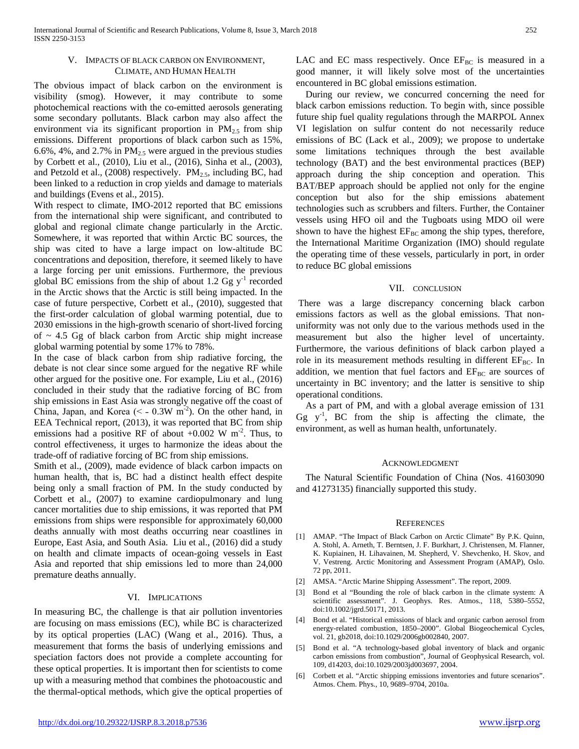## V. Impacts of Black Carbon on Environment, Climate, and Human Health

The obvious impact of black carbon on the environment is visibility (smog). However, it may contribute to some photochemical reactions with the co-emitted aerosols generating some secondary pollutants. Black carbon may also affect the environment via its significant proportion in $PM_{2.5}$ from ship emissions. Different proportions of black carbon such as 15%, 6.6%, 4%, and 2.7% in $PM_{2.5}$ were argued in the previous studies by Corbett et al., (2010), Liu et al., (2016), Sinha et al., (2003), and Petzold et al., (2008) respectively. $PM_{2.5}$, including BC, had been linked to a reduction in crop yields and damage to materials and buildings (Evens et al., 2015).

With respect to climate, IMO-2012 reported that BC emissions from the international ship were significant, and contributed to global and regional climate change particularly in the Arctic. Somewhere, it was reported that within Arctic BC sources, the ship was cited to have a large impact on low-altitude BC concentrations and deposition, therefore, it seemed likely to have a large forcing per unit emissions. Furthermore, the previous global BC emissions from the ship of about 1.2 Gg $y^{-1}$ recorded in the Arctic shows that the Arctic is still being impacted. In the case of future perspective, Corbett et al., (2010), suggested that the first-order calculation of global warming potential, due to 2030 emissions in the high-growth scenario of short-lived forcing of ~ 4.5 Gg of black carbon from Arctic ship might increase global warming potential by some 17% to 78%.

In the case of black carbon from ship radiative forcing, the debate is not clear since some argued for the negative RF while other argued for the positive one. For example, Liu et al., (2016) concluded in their study that the radiative forcing of BC from ship emissions in East Asia was strongly negative off the coast of China, Japan, and Korea ($< - 0.3W\ m^{-2}$). On the other hand, in EEA Technical report, (2013), it was reported that BC from ship emissions had a positive RF of about $+0.002\ W\ m^{-2}$. Thus, to control effectiveness, it urges to harmonize the ideas about the trade-off of radiative forcing of BC from ship emissions.

Smith et al., (2009), made evidence of black carbon impacts on human health, that is, BC had a distinct health effect despite being only a small fraction of PM. In the study conducted by Corbett et al., (2007) to examine cardiopulmonary and lung cancer mortalities due to ship emissions, it was reported that PM emissions from ships were responsible for approximately 60,000 deaths annually with most deaths occurring near coastlines in Europe, East Asia, and South Asia. Liu et al., (2016) did a study on health and climate impacts of ocean-going vessels in East Asia and reported that ship emissions led to more than 24,000 premature deaths annually.

## VI. Implications

In measuring BC, the challenge is that air pollution inventories are focusing on mass emissions (EC), while BC is characterized by its optical properties (LAC) (Wang et al., 2016). Thus, a measurement that forms the basis of underlying emissions and speciation factors does not provide a complete accounting for these optical properties. It is important then for scientists to come up with a measuring method that combines the photoacoustic and the thermal-optical methods, which give the optical properties of LAC and EC mass respectively. Once $EF_{BC}$ is measured in a good manner, it will likely solve most of the uncertainties encountered in BC global emissions estimation.

During our review, we concurred concerning the need for black carbon emissions reduction. To begin with, since possible future ship fuel quality regulations through the MARPOL Annex VI legislation on sulfur content do not necessarily reduce emissions of BC (Lack et al., 2009); we propose to undertake some limitations techniques through the best available technology (BAT) and the best environmental practices (BEP) approach during the ship conception and operation. This BAT/BEP approach should be applied not only for the engine conception but also for the ship emissions abatement technologies such as scrubbers and filters. Further, the Container vessels using HFO oil and the Tugboats using MDO oil were shown to have the highest $EF_{BC}$ among the ship types, therefore, the International Maritime Organization (IMO) should regulate the operating time of these vessels, particularly in port, in order to reduce BC global emissions

## VII. Conclusion

There was a large discrepancy concerning black carbon emissions factors as well as the global emissions. That non-uniformity was not only due to the various methods used in the measurement but also the higher level of uncertainty. Furthermore, the various definitions of black carbon played a role in its measurement methods resulting in different $EF_{BC}$. In addition, we mention that fuel factors and $EF_{BC}$ are sources of uncertainty in BC inventory; and the latter is sensitive to ship operational conditions.

As a part of PM, and with a global average emission of 131 Gg $y^{-1}$, BC from the ship is affecting the climate, the environment, as well as human health, unfortunately.

## Acknowledgment

The Natural Scientific Foundation of China (Nos. 41603090 and 41273135) financially supported this study.

## References

[1] AMAP. "The Impact of Black Carbon on Arctic Climate" By P.K. Quinn, A. Stohl, A. Arneth, T. Berntsen, J. F. Burkhart, J. Christensen, M. Flanner, K. Kupiainen, H. Lihavainen, M. Shepherd, V. Shevchenko, H. Skov, and V. Vestreng. Arctic Monitoring and Assessment Program (AMAP), Oslo. 72 pp, 2011.

[2] AMSA. "Arctic Marine Shipping Assessment". The report, 2009.

[3] Bond et al "Bounding the role of black carbon in the climate system: A scientific assessment". J. Geophys. Res. Atmos., 118, 5380–5552, doi:10.1002/jgrd.50171, 2013.

[4] Bond et al. "Historical emissions of black and organic carbon aerosol from energy-related combustion, 1850–2000". Global Biogeochemical Cycles, vol. 21, gb2018, doi:10.1029/2006gb002840, 2007.

[5] Bond et al. "A technology-based global inventory of black and organic carbon emissions from combustion", Journal of Geophysical Research, vol. 109, d14203, doi:10.1029/2003jd003697, 2004.

[6] Corbett et al. "Arctic shipping emissions inventories and future scenarios". Atmos. Chem. Phys., 10, 9689–9704, 2010a.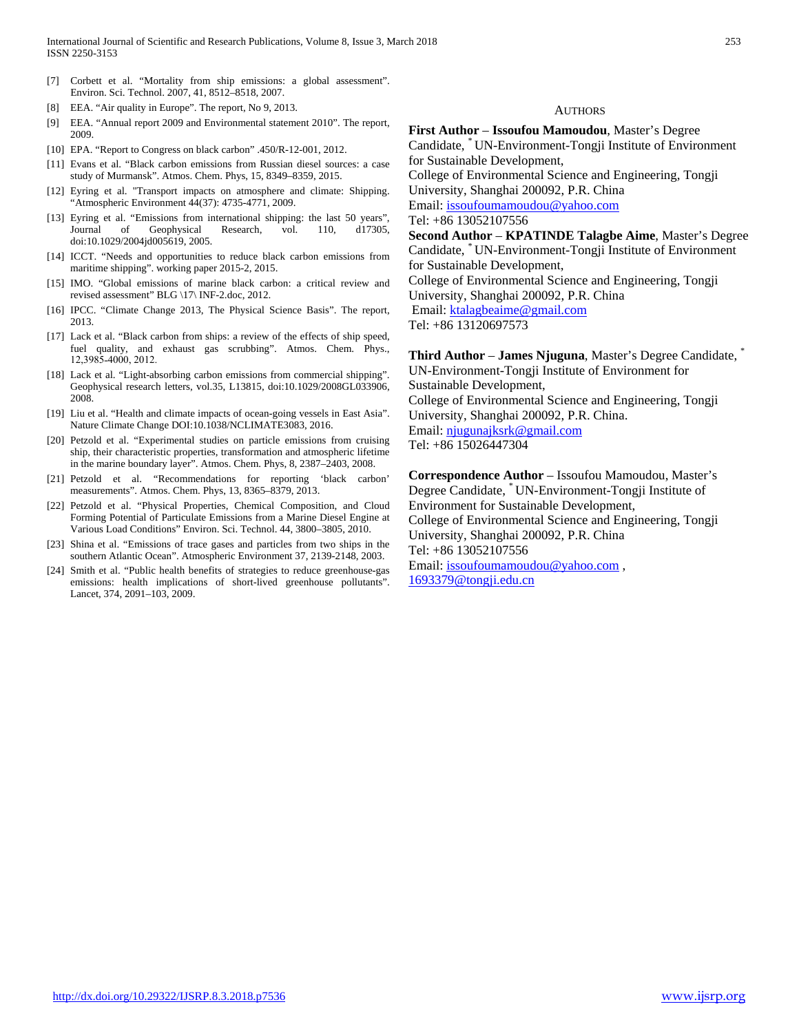[7] Corbett et al. "Mortality from ship emissions: a global assessment". Environ. Sci. Technol. 2007, 41, 8512–8518, 2007.

[8] EEA. "Air quality in Europe". The report, No 9, 2013.

[9] EEA. "Annual report 2009 and Environmental statement 2010". The report, 2009.

[10] EPA. "Report to Congress on black carbon" .450/R-12-001, 2012.

[11] Evans et al. "Black carbon emissions from Russian diesel sources: a case study of Murmansk". Atmos. Chem. Phys, 15, 8349–8359, 2015.

[12] Eyring et al. "Transport impacts on atmosphere and climate: Shipping. "Atmospheric Environment 44(37): 4735-4771, 2009.

[13] Eyring et al. "Emissions from international shipping: the last 50 years", Journal of Geophysical Research, vol. 110, d17305, doi:10.1029/2004jd005619, 2005.

[14] ICCT. "Needs and opportunities to reduce black carbon emissions from maritime shipping". working paper 2015-2, 2015.

[15] IMO. "Global emissions of marine black carbon: a critical review and revised assessment" BLG \17\ INF-2.doc, 2012.

[16] IPCC. "Climate Change 2013, The Physical Science Basis". The report, 2013.

[17] Lack et al. "Black carbon from ships: a review of the effects of ship speed, fuel quality, and exhaust gas scrubbing". Atmos. Chem. Phys., 12,3985-4000, 2012.

[18] Lack et al. "Light-absorbing carbon emissions from commercial shipping". Geophysical research letters, vol.35, L13815, doi:10.1029/2008GL033906, 2008.

[19] Liu et al. "Health and climate impacts of ocean-going vessels in East Asia". Nature Climate Change DOI:10.1038/NCLIMATE3083, 2016.

[20] Petzold et al. "Experimental studies on particle emissions from cruising ship, their characteristic properties, transformation and atmospheric lifetime in the marine boundary layer". Atmos. Chem. Phys, 8, 2387–2403, 2008.

[21] Petzold et al. "Recommendations for reporting 'black carbon' measurements". Atmos. Chem. Phys, 13, 8365–8379, 2013.

[22] Petzold et al. "Physical Properties, Chemical Composition, and Cloud Forming Potential of Particulate Emissions from a Marine Diesel Engine at Various Load Conditions" Environ. Sci. Technol. 44, 3800–3805, 2010.

[23] Shina et al. "Emissions of trace gases and particles from two ships in the southern Atlantic Ocean". Atmospheric Environment 37, 2139-2148, 2003.

[24] Smith et al. "Public health benefits of strategies to reduce greenhouse-gas emissions: health implications of short-lived greenhouse pollutants". Lancet, 374, 2091–103, 2009.

## AUTHORS

**First Author – Issoufou Mamoudou**, Master's Degree Candidate, * UN-Environment-Tongji Institute of Environment for Sustainable Development,
College of Environmental Science and Engineering, Tongji University, Shanghai 200092, P.R. China
Email: issoufoumamoudou@yahoo.com
Tel: +86 13052107556

**Second Author – KPATINDE Talagbe Aime**, Master's Degree Candidate, * UN-Environment-Tongji Institute of Environment for Sustainable Development,
College of Environmental Science and Engineering, Tongji University, Shanghai 200092, P.R. China
Email: ktalagbeaime@gmail.com
Tel: +86 13120697573

**Third Author – James Njuguna**, Master's Degree Candidate, * UN-Environment-Tongji Institute of Environment for Sustainable Development,
College of Environmental Science and Engineering, Tongji University, Shanghai 200092, P.R. China.
Email: njugunajksrk@gmail.com
Tel: +86 15026447304

**Correspondence Author** – Issoufou Mamoudou, Master's Degree Candidate, * UN-Environment-Tongji Institute of Environment for Sustainable Development,
College of Environmental Science and Engineering, Tongji University, Shanghai 200092, P.R. China
Tel: +86 13052107556
Email: issoufoumamoudou@yahoo.com , 1693379@tongji.edu.cn